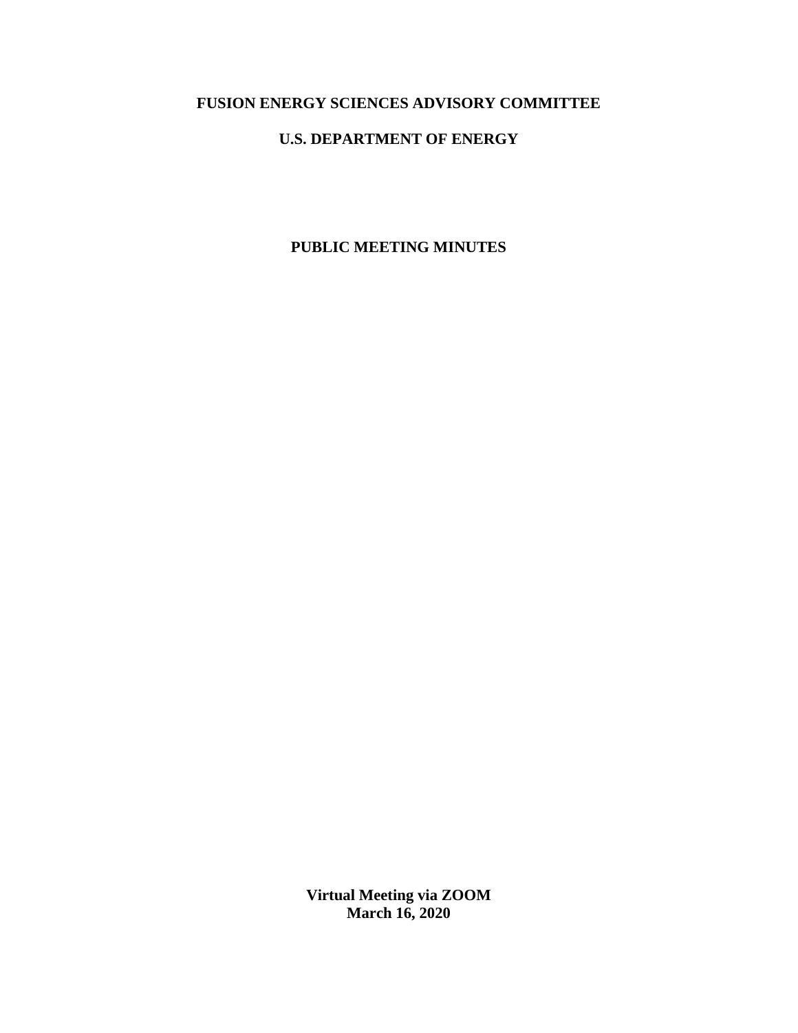**FUSION ENERGY SCIENCES ADVISORY COMMITTEE**

**U.S. DEPARTMENT OF ENERGY**

# PUBLIC MEETING MINUTES

**Virtual Meeting via ZOOM**
**March 16, 2020**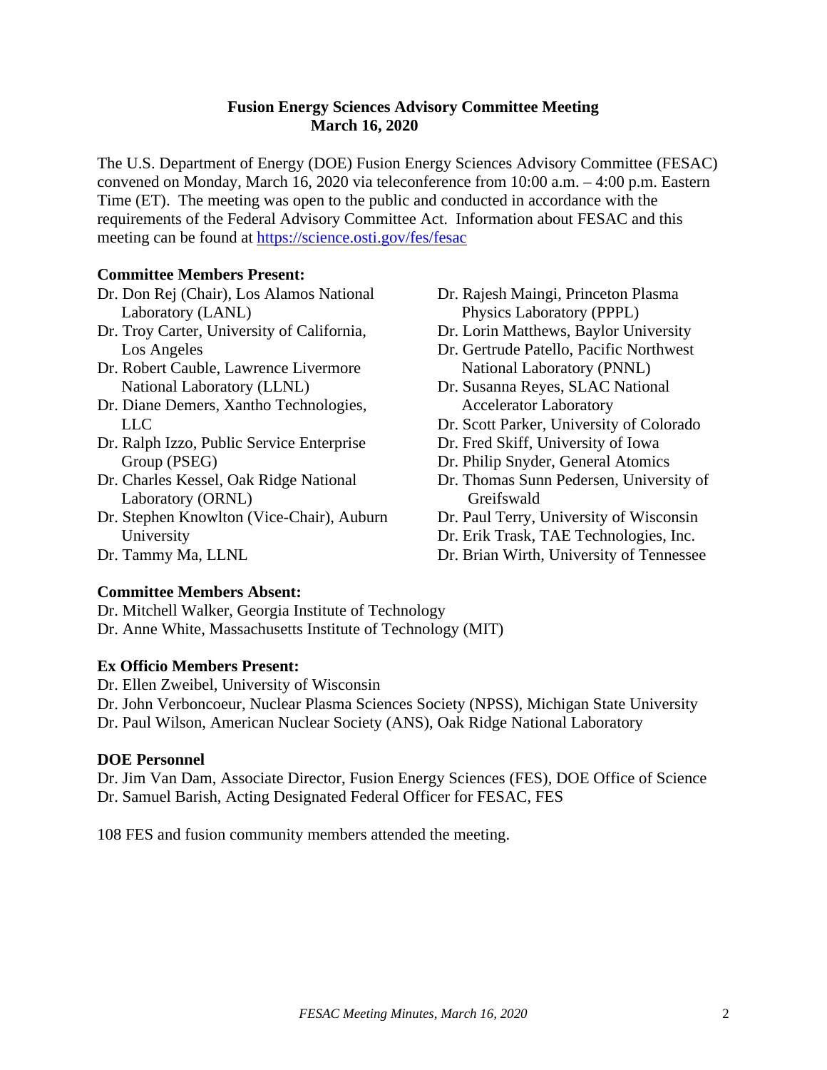**Fusion Energy Sciences Advisory Committee Meeting**
**March 16, 2020**

The U.S. Department of Energy (DOE) Fusion Energy Sciences Advisory Committee (FESAC) convened on Monday, March 16, 2020 via teleconference from 10:00 a.m. – 4:00 p.m. Eastern Time (ET). The meeting was open to the public and conducted in accordance with the requirements of the Federal Advisory Committee Act. Information about FESAC and this meeting can be found at https://science.osti.gov/fes/fesac

**Committee Members Present:**

Dr. Don Rej (Chair), Los Alamos National Laboratory (LANL)
Dr. Troy Carter, University of California, Los Angeles
Dr. Robert Cauble, Lawrence Livermore National Laboratory (LLNL)
Dr. Diane Demers, Xantho Technologies, LLC
Dr. Ralph Izzo, Public Service Enterprise Group (PSEG)
Dr. Charles Kessel, Oak Ridge National Laboratory (ORNL)
Dr. Stephen Knowlton (Vice-Chair), Auburn University
Dr. Tammy Ma, LLNL
Dr. Rajesh Maingi, Princeton Plasma Physics Laboratory (PPPL)
Dr. Lorin Matthews, Baylor University
Dr. Gertrude Patello, Pacific Northwest National Laboratory (PNNL)
Dr. Susanna Reyes, SLAC National Accelerator Laboratory
Dr. Scott Parker, University of Colorado
Dr. Fred Skiff, University of Iowa
Dr. Philip Snyder, General Atomics
Dr. Thomas Sunn Pedersen, University of Greifswald
Dr. Paul Terry, University of Wisconsin
Dr. Erik Trask, TAE Technologies, Inc.
Dr. Brian Wirth, University of Tennessee

**Committee Members Absent:**

Dr. Mitchell Walker, Georgia Institute of Technology
Dr. Anne White, Massachusetts Institute of Technology (MIT)

**Ex Officio Members Present:**

Dr. Ellen Zweibel, University of Wisconsin
Dr. John Verboncoeur, Nuclear Plasma Sciences Society (NPSS), Michigan State University
Dr. Paul Wilson, American Nuclear Society (ANS), Oak Ridge National Laboratory

**DOE Personnel**

Dr. Jim Van Dam, Associate Director, Fusion Energy Sciences (FES), DOE Office of Science
Dr. Samuel Barish, Acting Designated Federal Officer for FESAC, FES

108 FES and fusion community members attended the meeting.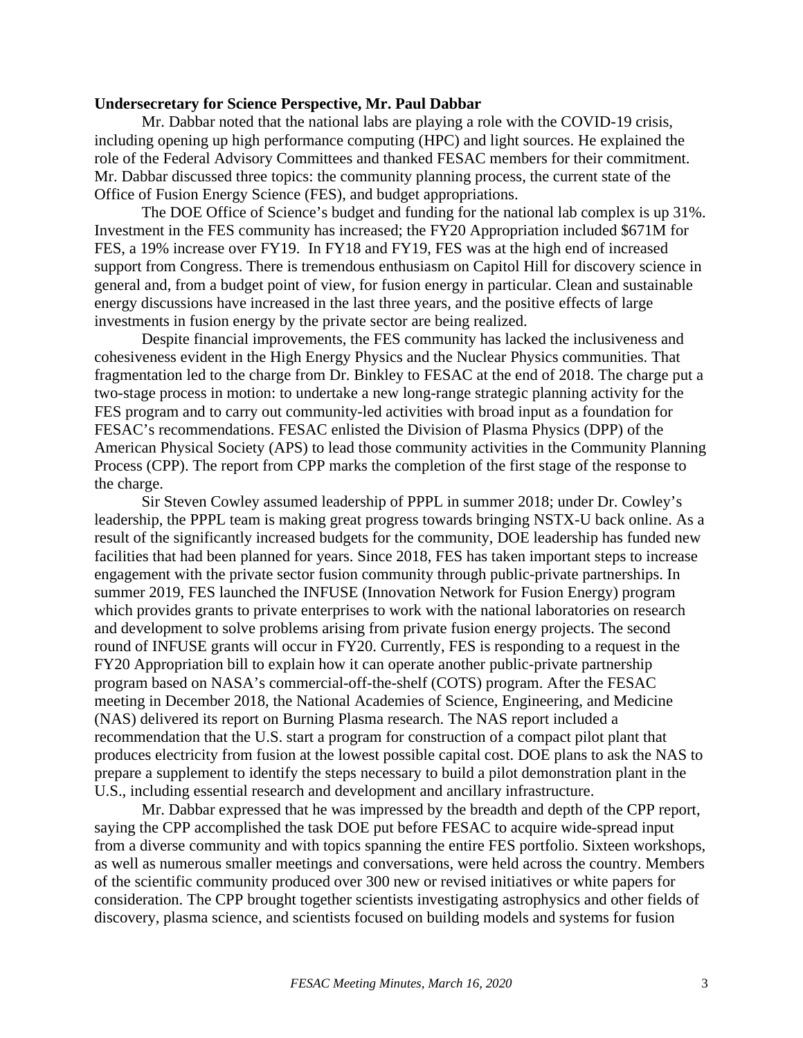**Undersecretary for Science Perspective, Mr. Paul Dabbar**

Mr. Dabbar noted that the national labs are playing a role with the COVID-19 crisis, including opening up high performance computing (HPC) and light sources. He explained the role of the Federal Advisory Committees and thanked FESAC members for their commitment. Mr. Dabbar discussed three topics: the community planning process, the current state of the Office of Fusion Energy Science (FES), and budget appropriations.

The DOE Office of Science's budget and funding for the national lab complex is up 31%. Investment in the FES community has increased; the FY20 Appropriation included $671M for FES, a 19% increase over FY19. In FY18 and FY19, FES was at the high end of increased support from Congress. There is tremendous enthusiasm on Capitol Hill for discovery science in general and, from a budget point of view, for fusion energy in particular. Clean and sustainable energy discussions have increased in the last three years, and the positive effects of large investments in fusion energy by the private sector are being realized.

Despite financial improvements, the FES community has lacked the inclusiveness and cohesiveness evident in the High Energy Physics and the Nuclear Physics communities. That fragmentation led to the charge from Dr. Binkley to FESAC at the end of 2018. The charge put a two-stage process in motion: to undertake a new long-range strategic planning activity for the FES program and to carry out community-led activities with broad input as a foundation for FESAC's recommendations. FESAC enlisted the Division of Plasma Physics (DPP) of the American Physical Society (APS) to lead those community activities in the Community Planning Process (CPP). The report from CPP marks the completion of the first stage of the response to the charge.

Sir Steven Cowley assumed leadership of PPPL in summer 2018; under Dr. Cowley's leadership, the PPPL team is making great progress towards bringing NSTX-U back online. As a result of the significantly increased budgets for the community, DOE leadership has funded new facilities that had been planned for years. Since 2018, FES has taken important steps to increase engagement with the private sector fusion community through public-private partnerships. In summer 2019, FES launched the INFUSE (Innovation Network for Fusion Energy) program which provides grants to private enterprises to work with the national laboratories on research and development to solve problems arising from private fusion energy projects. The second round of INFUSE grants will occur in FY20. Currently, FES is responding to a request in the FY20 Appropriation bill to explain how it can operate another public-private partnership program based on NASA's commercial-off-the-shelf (COTS) program. After the FESAC meeting in December 2018, the National Academies of Science, Engineering, and Medicine (NAS) delivered its report on Burning Plasma research. The NAS report included a recommendation that the U.S. start a program for construction of a compact pilot plant that produces electricity from fusion at the lowest possible capital cost. DOE plans to ask the NAS to prepare a supplement to identify the steps necessary to build a pilot demonstration plant in the U.S., including essential research and development and ancillary infrastructure.

Mr. Dabbar expressed that he was impressed by the breadth and depth of the CPP report, saying the CPP accomplished the task DOE put before FESAC to acquire wide-spread input from a diverse community and with topics spanning the entire FES portfolio. Sixteen workshops, as well as numerous smaller meetings and conversations, were held across the country. Members of the scientific community produced over 300 new or revised initiatives or white papers for consideration. The CPP brought together scientists investigating astrophysics and other fields of discovery, plasma science, and scientists focused on building models and systems for fusion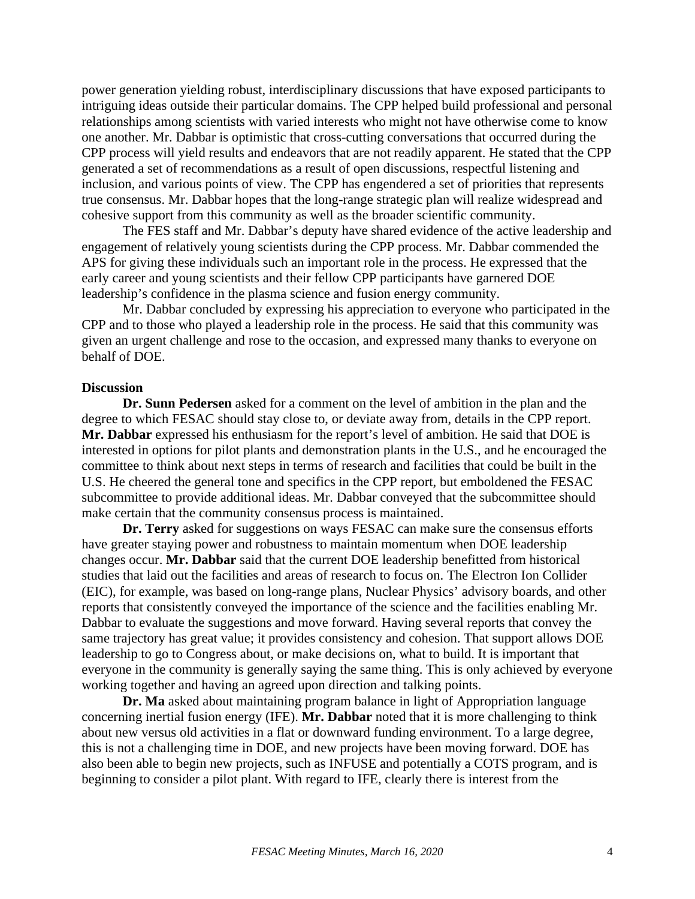power generation yielding robust, interdisciplinary discussions that have exposed participants to intriguing ideas outside their particular domains. The CPP helped build professional and personal relationships among scientists with varied interests who might not have otherwise come to know one another. Mr. Dabbar is optimistic that cross-cutting conversations that occurred during the CPP process will yield results and endeavors that are not readily apparent. He stated that the CPP generated a set of recommendations as a result of open discussions, respectful listening and inclusion, and various points of view. The CPP has engendered a set of priorities that represents true consensus. Mr. Dabbar hopes that the long-range strategic plan will realize widespread and cohesive support from this community as well as the broader scientific community.

The FES staff and Mr. Dabbar's deputy have shared evidence of the active leadership and engagement of relatively young scientists during the CPP process. Mr. Dabbar commended the APS for giving these individuals such an important role in the process. He expressed that the early career and young scientists and their fellow CPP participants have garnered DOE leadership's confidence in the plasma science and fusion energy community.

Mr. Dabbar concluded by expressing his appreciation to everyone who participated in the CPP and to those who played a leadership role in the process. He said that this community was given an urgent challenge and rose to the occasion, and expressed many thanks to everyone on behalf of DOE.

**Discussion**

**Dr. Sunn Pedersen** asked for a comment on the level of ambition in the plan and the degree to which FESAC should stay close to, or deviate away from, details in the CPP report. **Mr. Dabbar** expressed his enthusiasm for the report's level of ambition. He said that DOE is interested in options for pilot plants and demonstration plants in the U.S., and he encouraged the committee to think about next steps in terms of research and facilities that could be built in the U.S. He cheered the general tone and specifics in the CPP report, but emboldened the FESAC subcommittee to provide additional ideas. Mr. Dabbar conveyed that the subcommittee should make certain that the community consensus process is maintained.

**Dr. Terry** asked for suggestions on ways FESAC can make sure the consensus efforts have greater staying power and robustness to maintain momentum when DOE leadership changes occur. **Mr. Dabbar** said that the current DOE leadership benefitted from historical studies that laid out the facilities and areas of research to focus on. The Electron Ion Collider (EIC), for example, was based on long-range plans, Nuclear Physics' advisory boards, and other reports that consistently conveyed the importance of the science and the facilities enabling Mr. Dabbar to evaluate the suggestions and move forward. Having several reports that convey the same trajectory has great value; it provides consistency and cohesion. That support allows DOE leadership to go to Congress about, or make decisions on, what to build. It is important that everyone in the community is generally saying the same thing. This is only achieved by everyone working together and having an agreed upon direction and talking points.

**Dr. Ma** asked about maintaining program balance in light of Appropriation language concerning inertial fusion energy (IFE). **Mr. Dabbar** noted that it is more challenging to think about new versus old activities in a flat or downward funding environment. To a large degree, this is not a challenging time in DOE, and new projects have been moving forward. DOE has also been able to begin new projects, such as INFUSE and potentially a COTS program, and is beginning to consider a pilot plant. With regard to IFE, clearly there is interest from the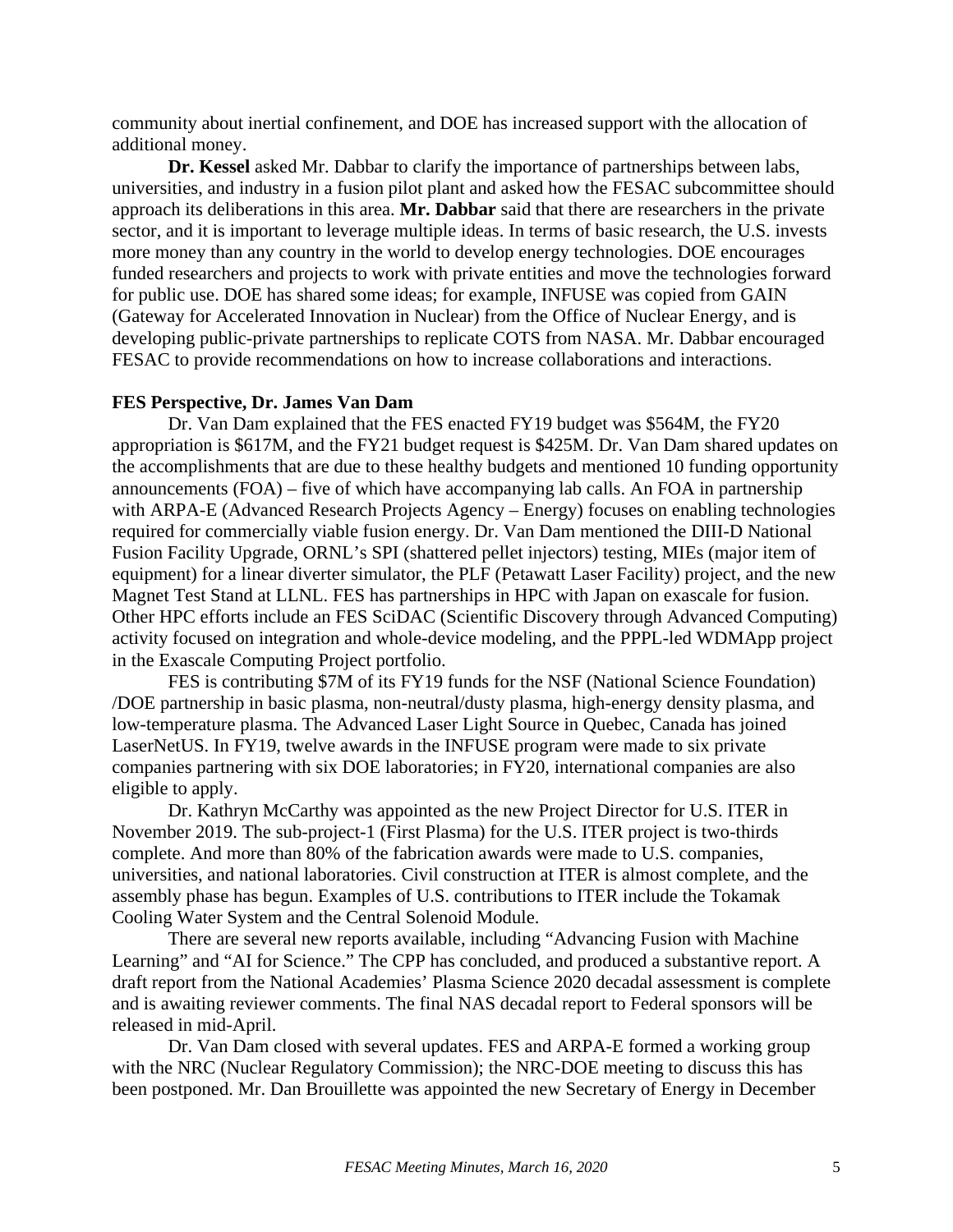community about inertial confinement, and DOE has increased support with the allocation of additional money.

**Dr. Kessel** asked Mr. Dabbar to clarify the importance of partnerships between labs, universities, and industry in a fusion pilot plant and asked how the FESAC subcommittee should approach its deliberations in this area. **Mr. Dabbar** said that there are researchers in the private sector, and it is important to leverage multiple ideas. In terms of basic research, the U.S. invests more money than any country in the world to develop energy technologies. DOE encourages funded researchers and projects to work with private entities and move the technologies forward for public use. DOE has shared some ideas; for example, INFUSE was copied from GAIN (Gateway for Accelerated Innovation in Nuclear) from the Office of Nuclear Energy, and is developing public-private partnerships to replicate COTS from NASA. Mr. Dabbar encouraged FESAC to provide recommendations on how to increase collaborations and interactions.

**FES Perspective, Dr. James Van Dam**

Dr. Van Dam explained that the FES enacted FY19 budget was $564M, the FY20 appropriation is $617M, and the FY21 budget request is $425M. Dr. Van Dam shared updates on the accomplishments that are due to these healthy budgets and mentioned 10 funding opportunity announcements (FOA) – five of which have accompanying lab calls. An FOA in partnership with ARPA-E (Advanced Research Projects Agency – Energy) focuses on enabling technologies required for commercially viable fusion energy. Dr. Van Dam mentioned the DIII-D National Fusion Facility Upgrade, ORNL's SPI (shattered pellet injectors) testing, MIEs (major item of equipment) for a linear diverter simulator, the PLF (Petawatt Laser Facility) project, and the new Magnet Test Stand at LLNL. FES has partnerships in HPC with Japan on exascale for fusion. Other HPC efforts include an FES SciDAC (Scientific Discovery through Advanced Computing) activity focused on integration and whole-device modeling, and the PPPL-led WDMApp project in the Exascale Computing Project portfolio.

FES is contributing $7M of its FY19 funds for the NSF (National Science Foundation) /DOE partnership in basic plasma, non-neutral/dusty plasma, high-energy density plasma, and low-temperature plasma. The Advanced Laser Light Source in Quebec, Canada has joined LaserNetUS. In FY19, twelve awards in the INFUSE program were made to six private companies partnering with six DOE laboratories; in FY20, international companies are also eligible to apply.

Dr. Kathryn McCarthy was appointed as the new Project Director for U.S. ITER in November 2019. The sub-project-1 (First Plasma) for the U.S. ITER project is two-thirds complete. And more than 80% of the fabrication awards were made to U.S. companies, universities, and national laboratories. Civil construction at ITER is almost complete, and the assembly phase has begun. Examples of U.S. contributions to ITER include the Tokamak Cooling Water System and the Central Solenoid Module.

There are several new reports available, including "Advancing Fusion with Machine Learning" and "AI for Science." The CPP has concluded, and produced a substantive report. A draft report from the National Academies' Plasma Science 2020 decadal assessment is complete and is awaiting reviewer comments. The final NAS decadal report to Federal sponsors will be released in mid-April.

Dr. Van Dam closed with several updates. FES and ARPA-E formed a working group with the NRC (Nuclear Regulatory Commission); the NRC-DOE meeting to discuss this has been postponed. Mr. Dan Brouillette was appointed the new Secretary of Energy in December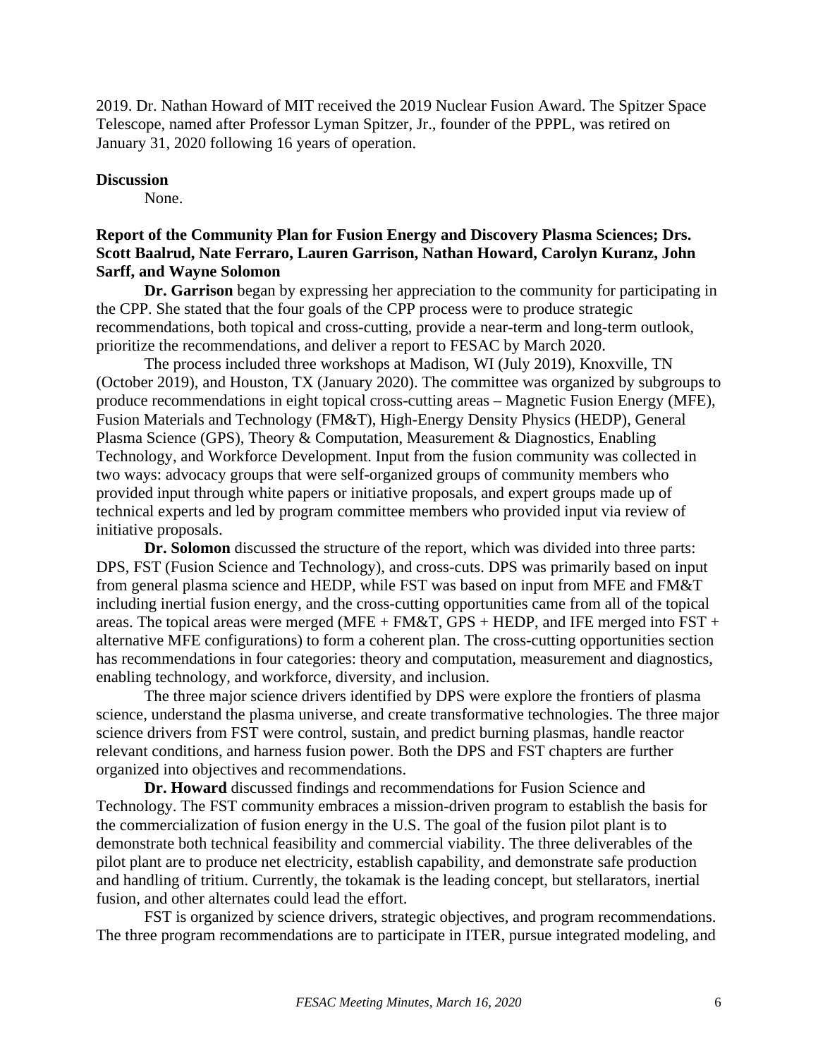2019. Dr. Nathan Howard of MIT received the 2019 Nuclear Fusion Award. The Spitzer Space Telescope, named after Professor Lyman Spitzer, Jr., founder of the PPPL, was retired on January 31, 2020 following 16 years of operation.

**Discussion**

None.

**Report of the Community Plan for Fusion Energy and Discovery Plasma Sciences; Drs. Scott Baalrud, Nate Ferraro, Lauren Garrison, Nathan Howard, Carolyn Kuranz, John Sarff, and Wayne Solomon**

**Dr. Garrison** began by expressing her appreciation to the community for participating in the CPP. She stated that the four goals of the CPP process were to produce strategic recommendations, both topical and cross-cutting, provide a near-term and long-term outlook, prioritize the recommendations, and deliver a report to FESAC by March 2020.

The process included three workshops at Madison, WI (July 2019), Knoxville, TN (October 2019), and Houston, TX (January 2020). The committee was organized by subgroups to produce recommendations in eight topical cross-cutting areas – Magnetic Fusion Energy (MFE), Fusion Materials and Technology (FM&T), High-Energy Density Physics (HEDP), General Plasma Science (GPS), Theory & Computation, Measurement & Diagnostics, Enabling Technology, and Workforce Development. Input from the fusion community was collected in two ways: advocacy groups that were self-organized groups of community members who provided input through white papers or initiative proposals, and expert groups made up of technical experts and led by program committee members who provided input via review of initiative proposals.

**Dr. Solomon** discussed the structure of the report, which was divided into three parts: DPS, FST (Fusion Science and Technology), and cross-cuts. DPS was primarily based on input from general plasma science and HEDP, while FST was based on input from MFE and FM&T including inertial fusion energy, and the cross-cutting opportunities came from all of the topical areas. The topical areas were merged (MFE + FM&T, GPS + HEDP, and IFE merged into FST + alternative MFE configurations) to form a coherent plan. The cross-cutting opportunities section has recommendations in four categories: theory and computation, measurement and diagnostics, enabling technology, and workforce, diversity, and inclusion.

The three major science drivers identified by DPS were explore the frontiers of plasma science, understand the plasma universe, and create transformative technologies. The three major science drivers from FST were control, sustain, and predict burning plasmas, handle reactor relevant conditions, and harness fusion power. Both the DPS and FST chapters are further organized into objectives and recommendations.

**Dr. Howard** discussed findings and recommendations for Fusion Science and Technology. The FST community embraces a mission-driven program to establish the basis for the commercialization of fusion energy in the U.S. The goal of the fusion pilot plant is to demonstrate both technical feasibility and commercial viability. The three deliverables of the pilot plant are to produce net electricity, establish capability, and demonstrate safe production and handling of tritium. Currently, the tokamak is the leading concept, but stellarators, inertial fusion, and other alternates could lead the effort.

FST is organized by science drivers, strategic objectives, and program recommendations. The three program recommendations are to participate in ITER, pursue integrated modeling, and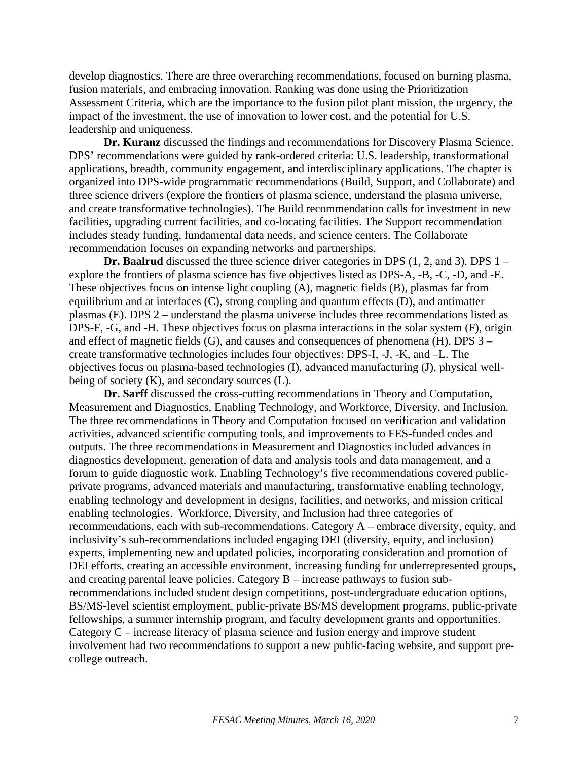develop diagnostics. There are three overarching recommendations, focused on burning plasma, fusion materials, and embracing innovation. Ranking was done using the Prioritization Assessment Criteria, which are the importance to the fusion pilot plant mission, the urgency, the impact of the investment, the use of innovation to lower cost, and the potential for U.S. leadership and uniqueness.

**Dr. Kuranz** discussed the findings and recommendations for Discovery Plasma Science. DPS' recommendations were guided by rank-ordered criteria: U.S. leadership, transformational applications, breadth, community engagement, and interdisciplinary applications. The chapter is organized into DPS-wide programmatic recommendations (Build, Support, and Collaborate) and three science drivers (explore the frontiers of plasma science, understand the plasma universe, and create transformative technologies). The Build recommendation calls for investment in new facilities, upgrading current facilities, and co-locating facilities. The Support recommendation includes steady funding, fundamental data needs, and science centers. The Collaborate recommendation focuses on expanding networks and partnerships.

**Dr. Baalrud** discussed the three science driver categories in DPS (1, 2, and 3). DPS 1 – explore the frontiers of plasma science has five objectives listed as DPS-A, -B, -C, -D, and -E. These objectives focus on intense light coupling (A), magnetic fields (B), plasmas far from equilibrium and at interfaces (C), strong coupling and quantum effects (D), and antimatter plasmas (E). DPS 2 – understand the plasma universe includes three recommendations listed as DPS-F, -G, and -H. These objectives focus on plasma interactions in the solar system (F), origin and effect of magnetic fields (G), and causes and consequences of phenomena (H). DPS 3 – create transformative technologies includes four objectives: DPS-I, -J, -K, and –L. The objectives focus on plasma-based technologies (I), advanced manufacturing (J), physical well-being of society (K), and secondary sources (L).

**Dr. Sarff** discussed the cross-cutting recommendations in Theory and Computation, Measurement and Diagnostics, Enabling Technology, and Workforce, Diversity, and Inclusion. The three recommendations in Theory and Computation focused on verification and validation activities, advanced scientific computing tools, and improvements to FES-funded codes and outputs. The three recommendations in Measurement and Diagnostics included advances in diagnostics development, generation of data and analysis tools and data management, and a forum to guide diagnostic work. Enabling Technology's five recommendations covered public-private programs, advanced materials and manufacturing, transformative enabling technology, enabling technology and development in designs, facilities, and networks, and mission critical enabling technologies. Workforce, Diversity, and Inclusion had three categories of recommendations, each with sub-recommendations. Category A – embrace diversity, equity, and inclusivity's sub-recommendations included engaging DEI (diversity, equity, and inclusion) experts, implementing new and updated policies, incorporating consideration and promotion of DEI efforts, creating an accessible environment, increasing funding for underrepresented groups, and creating parental leave policies. Category B – increase pathways to fusion sub-recommendations included student design competitions, post-undergraduate education options, BS/MS-level scientist employment, public-private BS/MS development programs, public-private fellowships, a summer internship program, and faculty development grants and opportunities. Category C – increase literacy of plasma science and fusion energy and improve student involvement had two recommendations to support a new public-facing website, and support pre-college outreach.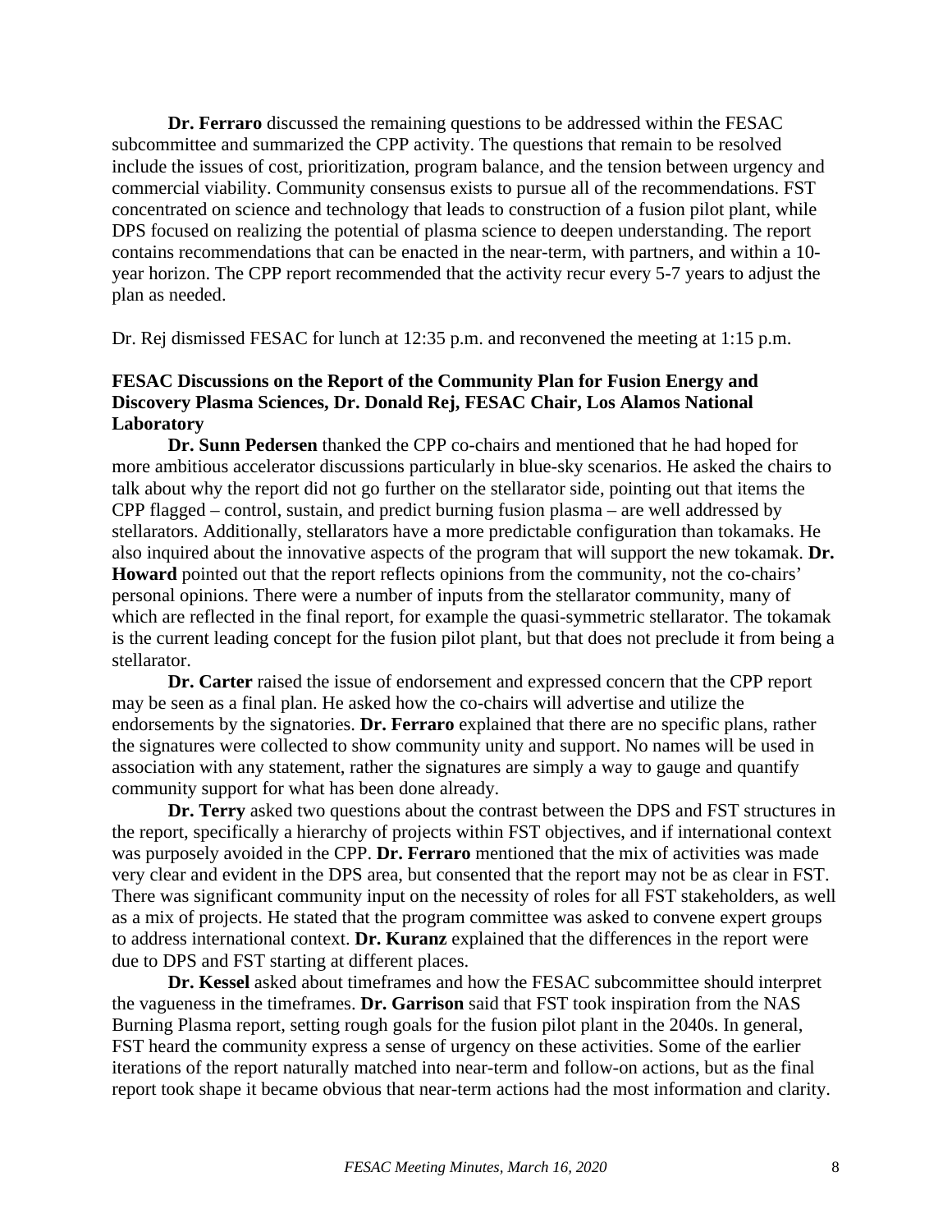**Dr. Ferraro** discussed the remaining questions to be addressed within the FESAC subcommittee and summarized the CPP activity. The questions that remain to be resolved include the issues of cost, prioritization, program balance, and the tension between urgency and commercial viability. Community consensus exists to pursue all of the recommendations. FST concentrated on science and technology that leads to construction of a fusion pilot plant, while DPS focused on realizing the potential of plasma science to deepen understanding. The report contains recommendations that can be enacted in the near-term, with partners, and within a 10-year horizon. The CPP report recommended that the activity recur every 5-7 years to adjust the plan as needed.

Dr. Rej dismissed FESAC for lunch at 12:35 p.m. and reconvened the meeting at 1:15 p.m.

**FESAC Discussions on the Report of the Community Plan for Fusion Energy and Discovery Plasma Sciences, Dr. Donald Rej, FESAC Chair, Los Alamos National Laboratory**

**Dr. Sunn Pedersen** thanked the CPP co-chairs and mentioned that he had hoped for more ambitious accelerator discussions particularly in blue-sky scenarios. He asked the chairs to talk about why the report did not go further on the stellarator side, pointing out that items the CPP flagged – control, sustain, and predict burning fusion plasma – are well addressed by stellarators. Additionally, stellarators have a more predictable configuration than tokamaks. He also inquired about the innovative aspects of the program that will support the new tokamak. **Dr. Howard** pointed out that the report reflects opinions from the community, not the co-chairs' personal opinions. There were a number of inputs from the stellarator community, many of which are reflected in the final report, for example the quasi-symmetric stellarator. The tokamak is the current leading concept for the fusion pilot plant, but that does not preclude it from being a stellarator.

**Dr. Carter** raised the issue of endorsement and expressed concern that the CPP report may be seen as a final plan. He asked how the co-chairs will advertise and utilize the endorsements by the signatories. **Dr. Ferraro** explained that there are no specific plans, rather the signatures were collected to show community unity and support. No names will be used in association with any statement, rather the signatures are simply a way to gauge and quantify community support for what has been done already.

**Dr. Terry** asked two questions about the contrast between the DPS and FST structures in the report, specifically a hierarchy of projects within FST objectives, and if international context was purposely avoided in the CPP. **Dr. Ferraro** mentioned that the mix of activities was made very clear and evident in the DPS area, but consented that the report may not be as clear in FST. There was significant community input on the necessity of roles for all FST stakeholders, as well as a mix of projects. He stated that the program committee was asked to convene expert groups to address international context. **Dr. Kuranz** explained that the differences in the report were due to DPS and FST starting at different places.

**Dr. Kessel** asked about timeframes and how the FESAC subcommittee should interpret the vagueness in the timeframes. **Dr. Garrison** said that FST took inspiration from the NAS Burning Plasma report, setting rough goals for the fusion pilot plant in the 2040s. In general, FST heard the community express a sense of urgency on these activities. Some of the earlier iterations of the report naturally matched into near-term and follow-on actions, but as the final report took shape it became obvious that near-term actions had the most information and clarity.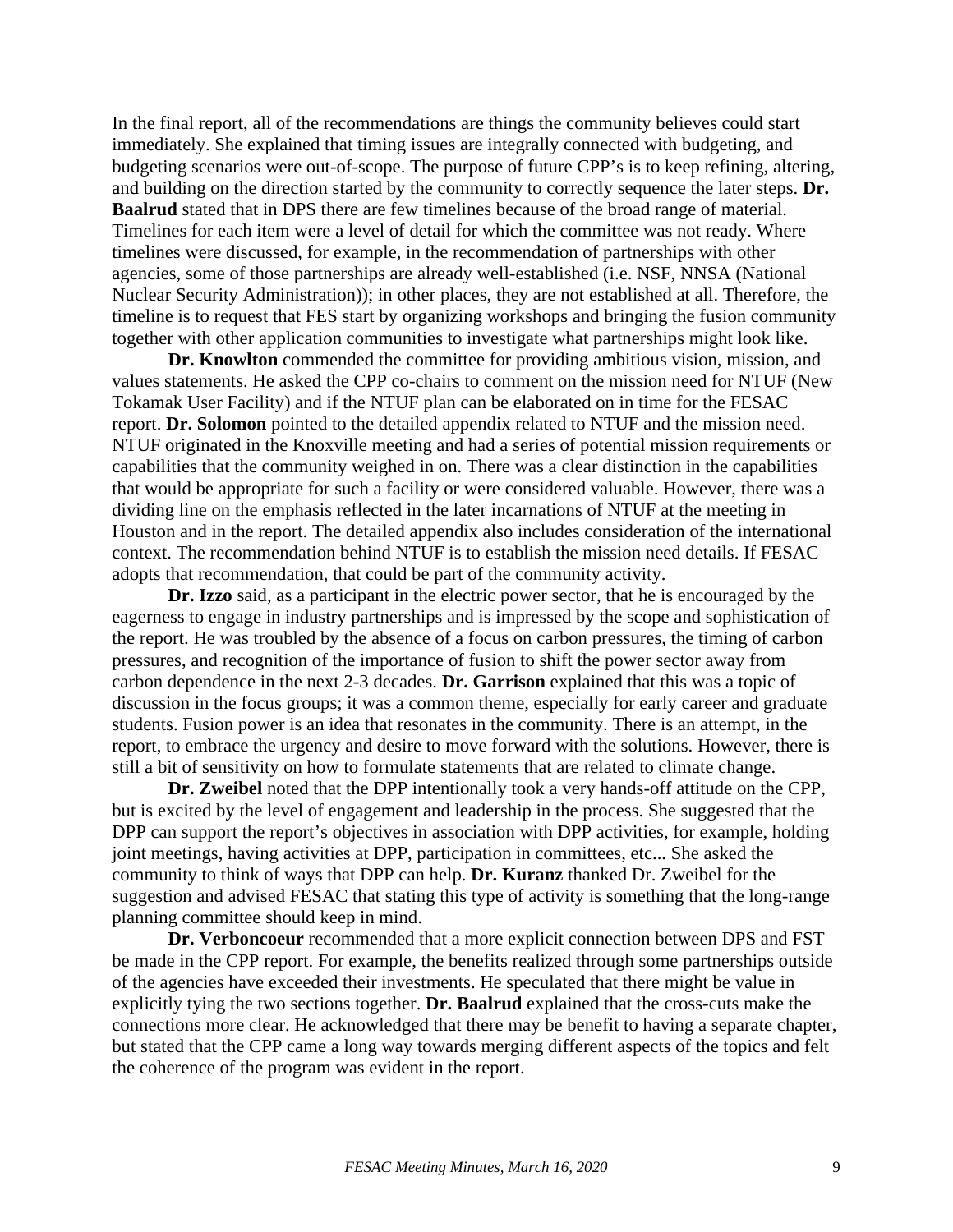In the final report, all of the recommendations are things the community believes could start immediately. She explained that timing issues are integrally connected with budgeting, and budgeting scenarios were out-of-scope. The purpose of future CPP's is to keep refining, altering, and building on the direction started by the community to correctly sequence the later steps. **Dr. Baalrud** stated that in DPS there are few timelines because of the broad range of material. Timelines for each item were a level of detail for which the committee was not ready. Where timelines were discussed, for example, in the recommendation of partnerships with other agencies, some of those partnerships are already well-established (i.e. NSF, NNSA (National Nuclear Security Administration)); in other places, they are not established at all. Therefore, the timeline is to request that FES start by organizing workshops and bringing the fusion community together with other application communities to investigate what partnerships might look like.

**Dr. Knowlton** commended the committee for providing ambitious vision, mission, and values statements. He asked the CPP co-chairs to comment on the mission need for NTUF (New Tokamak User Facility) and if the NTUF plan can be elaborated on in time for the FESAC report. **Dr. Solomon** pointed to the detailed appendix related to NTUF and the mission need. NTUF originated in the Knoxville meeting and had a series of potential mission requirements or capabilities that the community weighed in on. There was a clear distinction in the capabilities that would be appropriate for such a facility or were considered valuable. However, there was a dividing line on the emphasis reflected in the later incarnations of NTUF at the meeting in Houston and in the report. The detailed appendix also includes consideration of the international context. The recommendation behind NTUF is to establish the mission need details. If FESAC adopts that recommendation, that could be part of the community activity.

**Dr. Izzo** said, as a participant in the electric power sector, that he is encouraged by the eagerness to engage in industry partnerships and is impressed by the scope and sophistication of the report. He was troubled by the absence of a focus on carbon pressures, the timing of carbon pressures, and recognition of the importance of fusion to shift the power sector away from carbon dependence in the next 2-3 decades. **Dr. Garrison** explained that this was a topic of discussion in the focus groups; it was a common theme, especially for early career and graduate students. Fusion power is an idea that resonates in the community. There is an attempt, in the report, to embrace the urgency and desire to move forward with the solutions. However, there is still a bit of sensitivity on how to formulate statements that are related to climate change.

**Dr. Zweibel** noted that the DPP intentionally took a very hands-off attitude on the CPP, but is excited by the level of engagement and leadership in the process. She suggested that the DPP can support the report's objectives in association with DPP activities, for example, holding joint meetings, having activities at DPP, participation in committees, etc... She asked the community to think of ways that DPP can help. **Dr. Kuranz** thanked Dr. Zweibel for the suggestion and advised FESAC that stating this type of activity is something that the long-range planning committee should keep in mind.

**Dr. Verboncoeur** recommended that a more explicit connection between DPS and FST be made in the CPP report. For example, the benefits realized through some partnerships outside of the agencies have exceeded their investments. He speculated that there might be value in explicitly tying the two sections together. **Dr. Baalrud** explained that the cross-cuts make the connections more clear. He acknowledged that there may be benefit to having a separate chapter, but stated that the CPP came a long way towards merging different aspects of the topics and felt the coherence of the program was evident in the report.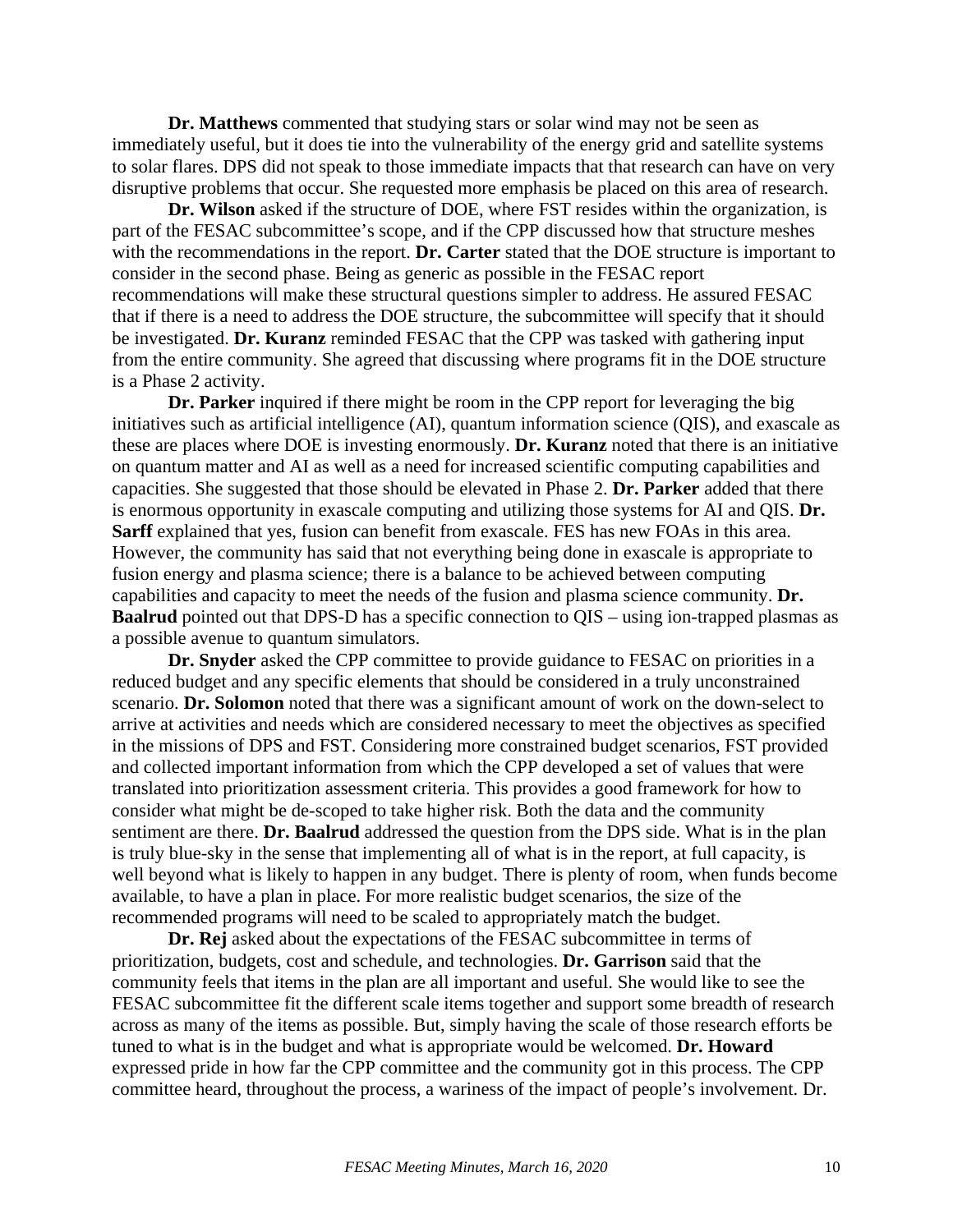**Dr. Matthews** commented that studying stars or solar wind may not be seen as immediately useful, but it does tie into the vulnerability of the energy grid and satellite systems to solar flares. DPS did not speak to those immediate impacts that that research can have on very disruptive problems that occur. She requested more emphasis be placed on this area of research.

**Dr. Wilson** asked if the structure of DOE, where FST resides within the organization, is part of the FESAC subcommittee's scope, and if the CPP discussed how that structure meshes with the recommendations in the report. **Dr. Carter** stated that the DOE structure is important to consider in the second phase. Being as generic as possible in the FESAC report recommendations will make these structural questions simpler to address. He assured FESAC that if there is a need to address the DOE structure, the subcommittee will specify that it should be investigated. **Dr. Kuranz** reminded FESAC that the CPP was tasked with gathering input from the entire community. She agreed that discussing where programs fit in the DOE structure is a Phase 2 activity.

**Dr. Parker** inquired if there might be room in the CPP report for leveraging the big initiatives such as artificial intelligence (AI), quantum information science (QIS), and exascale as these are places where DOE is investing enormously. **Dr. Kuranz** noted that there is an initiative on quantum matter and AI as well as a need for increased scientific computing capabilities and capacities. She suggested that those should be elevated in Phase 2. **Dr. Parker** added that there is enormous opportunity in exascale computing and utilizing those systems for AI and QIS. **Dr. Sarff** explained that yes, fusion can benefit from exascale. FES has new FOAs in this area. However, the community has said that not everything being done in exascale is appropriate to fusion energy and plasma science; there is a balance to be achieved between computing capabilities and capacity to meet the needs of the fusion and plasma science community. **Dr. Baalrud** pointed out that DPS-D has a specific connection to QIS – using ion-trapped plasmas as a possible avenue to quantum simulators.

**Dr. Snyder** asked the CPP committee to provide guidance to FESAC on priorities in a reduced budget and any specific elements that should be considered in a truly unconstrained scenario. **Dr. Solomon** noted that there was a significant amount of work on the down-select to arrive at activities and needs which are considered necessary to meet the objectives as specified in the missions of DPS and FST. Considering more constrained budget scenarios, FST provided and collected important information from which the CPP developed a set of values that were translated into prioritization assessment criteria. This provides a good framework for how to consider what might be de-scoped to take higher risk. Both the data and the community sentiment are there. **Dr. Baalrud** addressed the question from the DPS side. What is in the plan is truly blue-sky in the sense that implementing all of what is in the report, at full capacity, is well beyond what is likely to happen in any budget. There is plenty of room, when funds become available, to have a plan in place. For more realistic budget scenarios, the size of the recommended programs will need to be scaled to appropriately match the budget.

**Dr. Rej** asked about the expectations of the FESAC subcommittee in terms of prioritization, budgets, cost and schedule, and technologies. **Dr. Garrison** said that the community feels that items in the plan are all important and useful. She would like to see the FESAC subcommittee fit the different scale items together and support some breadth of research across as many of the items as possible. But, simply having the scale of those research efforts be tuned to what is in the budget and what is appropriate would be welcomed. **Dr. Howard** expressed pride in how far the CPP committee and the community got in this process. The CPP committee heard, throughout the process, a wariness of the impact of people's involvement. Dr.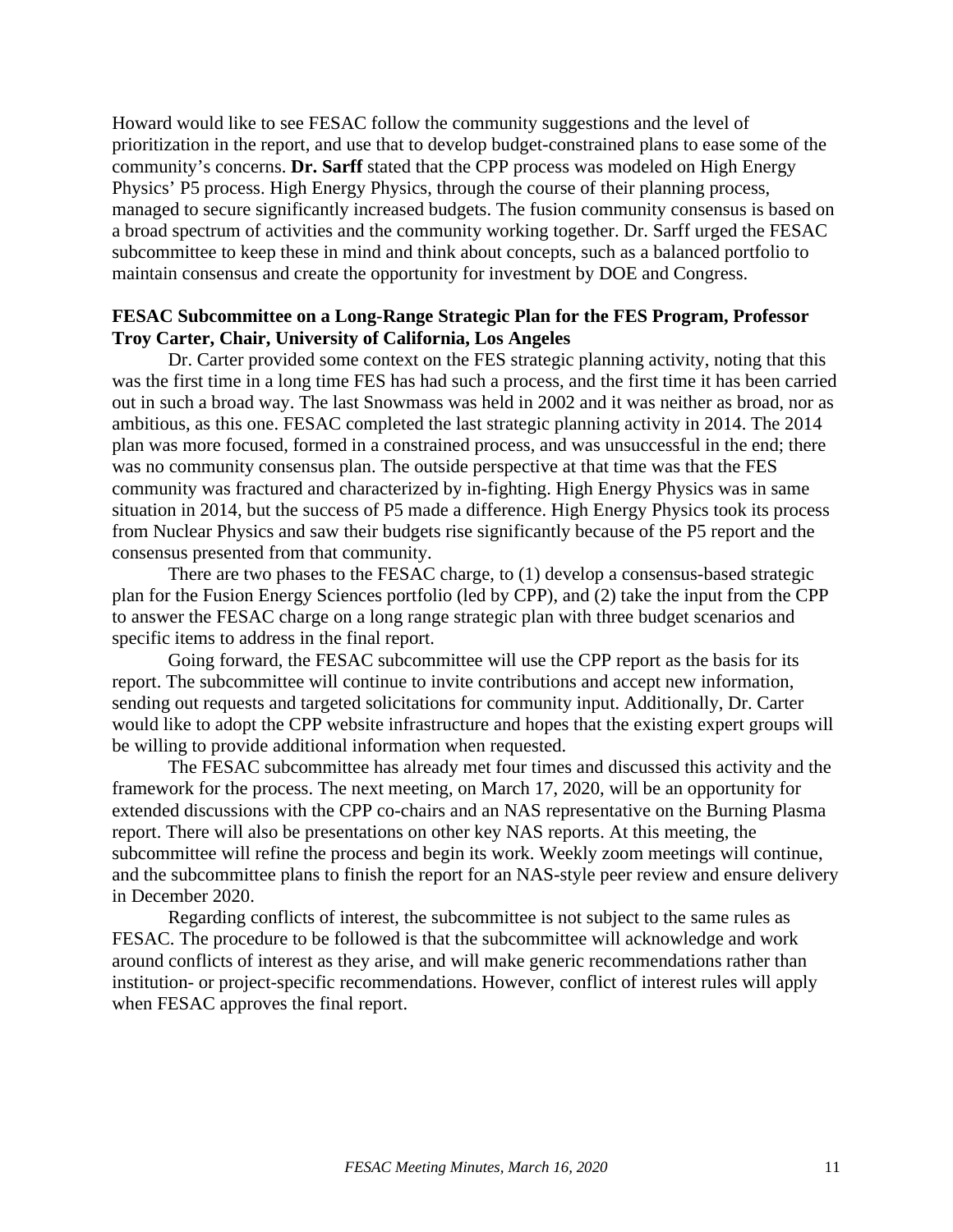Howard would like to see FESAC follow the community suggestions and the level of prioritization in the report, and use that to develop budget-constrained plans to ease some of the community's concerns. **Dr. Sarff** stated that the CPP process was modeled on High Energy Physics' P5 process. High Energy Physics, through the course of their planning process, managed to secure significantly increased budgets. The fusion community consensus is based on a broad spectrum of activities and the community working together. Dr. Sarff urged the FESAC subcommittee to keep these in mind and think about concepts, such as a balanced portfolio to maintain consensus and create the opportunity for investment by DOE and Congress.

**FESAC Subcommittee on a Long-Range Strategic Plan for the FES Program, Professor Troy Carter, Chair, University of California, Los Angeles**

Dr. Carter provided some context on the FES strategic planning activity, noting that this was the first time in a long time FES has had such a process, and the first time it has been carried out in such a broad way. The last Snowmass was held in 2002 and it was neither as broad, nor as ambitious, as this one. FESAC completed the last strategic planning activity in 2014. The 2014 plan was more focused, formed in a constrained process, and was unsuccessful in the end; there was no community consensus plan. The outside perspective at that time was that the FES community was fractured and characterized by in-fighting. High Energy Physics was in same situation in 2014, but the success of P5 made a difference. High Energy Physics took its process from Nuclear Physics and saw their budgets rise significantly because of the P5 report and the consensus presented from that community.

There are two phases to the FESAC charge, to (1) develop a consensus-based strategic plan for the Fusion Energy Sciences portfolio (led by CPP), and (2) take the input from the CPP to answer the FESAC charge on a long range strategic plan with three budget scenarios and specific items to address in the final report.

Going forward, the FESAC subcommittee will use the CPP report as the basis for its report. The subcommittee will continue to invite contributions and accept new information, sending out requests and targeted solicitations for community input. Additionally, Dr. Carter would like to adopt the CPP website infrastructure and hopes that the existing expert groups will be willing to provide additional information when requested.

The FESAC subcommittee has already met four times and discussed this activity and the framework for the process. The next meeting, on March 17, 2020, will be an opportunity for extended discussions with the CPP co-chairs and an NAS representative on the Burning Plasma report. There will also be presentations on other key NAS reports. At this meeting, the subcommittee will refine the process and begin its work. Weekly zoom meetings will continue, and the subcommittee plans to finish the report for an NAS-style peer review and ensure delivery in December 2020.

Regarding conflicts of interest, the subcommittee is not subject to the same rules as FESAC. The procedure to be followed is that the subcommittee will acknowledge and work around conflicts of interest as they arise, and will make generic recommendations rather than institution- or project-specific recommendations. However, conflict of interest rules will apply when FESAC approves the final report.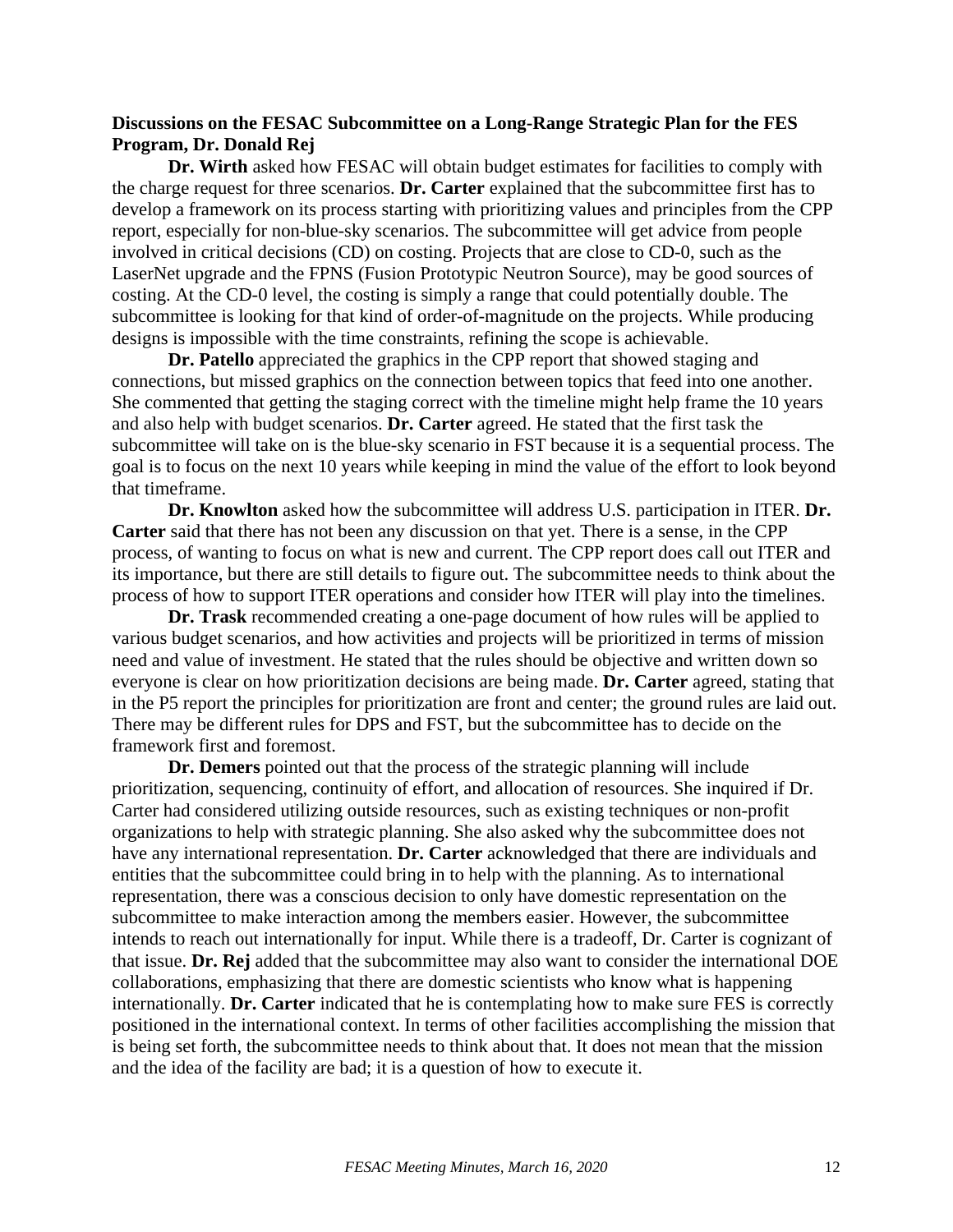**Discussions on the FESAC Subcommittee on a Long-Range Strategic Plan for the FES Program, Dr. Donald Rej**

**Dr. Wirth** asked how FESAC will obtain budget estimates for facilities to comply with the charge request for three scenarios. **Dr. Carter** explained that the subcommittee first has to develop a framework on its process starting with prioritizing values and principles from the CPP report, especially for non-blue-sky scenarios. The subcommittee will get advice from people involved in critical decisions (CD) on costing. Projects that are close to CD-0, such as the LaserNet upgrade and the FPNS (Fusion Prototypic Neutron Source), may be good sources of costing. At the CD-0 level, the costing is simply a range that could potentially double. The subcommittee is looking for that kind of order-of-magnitude on the projects. While producing designs is impossible with the time constraints, refining the scope is achievable.

**Dr. Patello** appreciated the graphics in the CPP report that showed staging and connections, but missed graphics on the connection between topics that feed into one another. She commented that getting the staging correct with the timeline might help frame the 10 years and also help with budget scenarios. **Dr. Carter** agreed. He stated that the first task the subcommittee will take on is the blue-sky scenario in FST because it is a sequential process. The goal is to focus on the next 10 years while keeping in mind the value of the effort to look beyond that timeframe.

**Dr. Knowlton** asked how the subcommittee will address U.S. participation in ITER. **Dr. Carter** said that there has not been any discussion on that yet. There is a sense, in the CPP process, of wanting to focus on what is new and current. The CPP report does call out ITER and its importance, but there are still details to figure out. The subcommittee needs to think about the process of how to support ITER operations and consider how ITER will play into the timelines.

**Dr. Trask** recommended creating a one-page document of how rules will be applied to various budget scenarios, and how activities and projects will be prioritized in terms of mission need and value of investment. He stated that the rules should be objective and written down so everyone is clear on how prioritization decisions are being made. **Dr. Carter** agreed, stating that in the P5 report the principles for prioritization are front and center; the ground rules are laid out. There may be different rules for DPS and FST, but the subcommittee has to decide on the framework first and foremost.

**Dr. Demers** pointed out that the process of the strategic planning will include prioritization, sequencing, continuity of effort, and allocation of resources. She inquired if Dr. Carter had considered utilizing outside resources, such as existing techniques or non-profit organizations to help with strategic planning. She also asked why the subcommittee does not have any international representation. **Dr. Carter** acknowledged that there are individuals and entities that the subcommittee could bring in to help with the planning. As to international representation, there was a conscious decision to only have domestic representation on the subcommittee to make interaction among the members easier. However, the subcommittee intends to reach out internationally for input. While there is a tradeoff, Dr. Carter is cognizant of that issue. **Dr. Rej** added that the subcommittee may also want to consider the international DOE collaborations, emphasizing that there are domestic scientists who know what is happening internationally. **Dr. Carter** indicated that he is contemplating how to make sure FES is correctly positioned in the international context. In terms of other facilities accomplishing the mission that is being set forth, the subcommittee needs to think about that. It does not mean that the mission and the idea of the facility are bad; it is a question of how to execute it.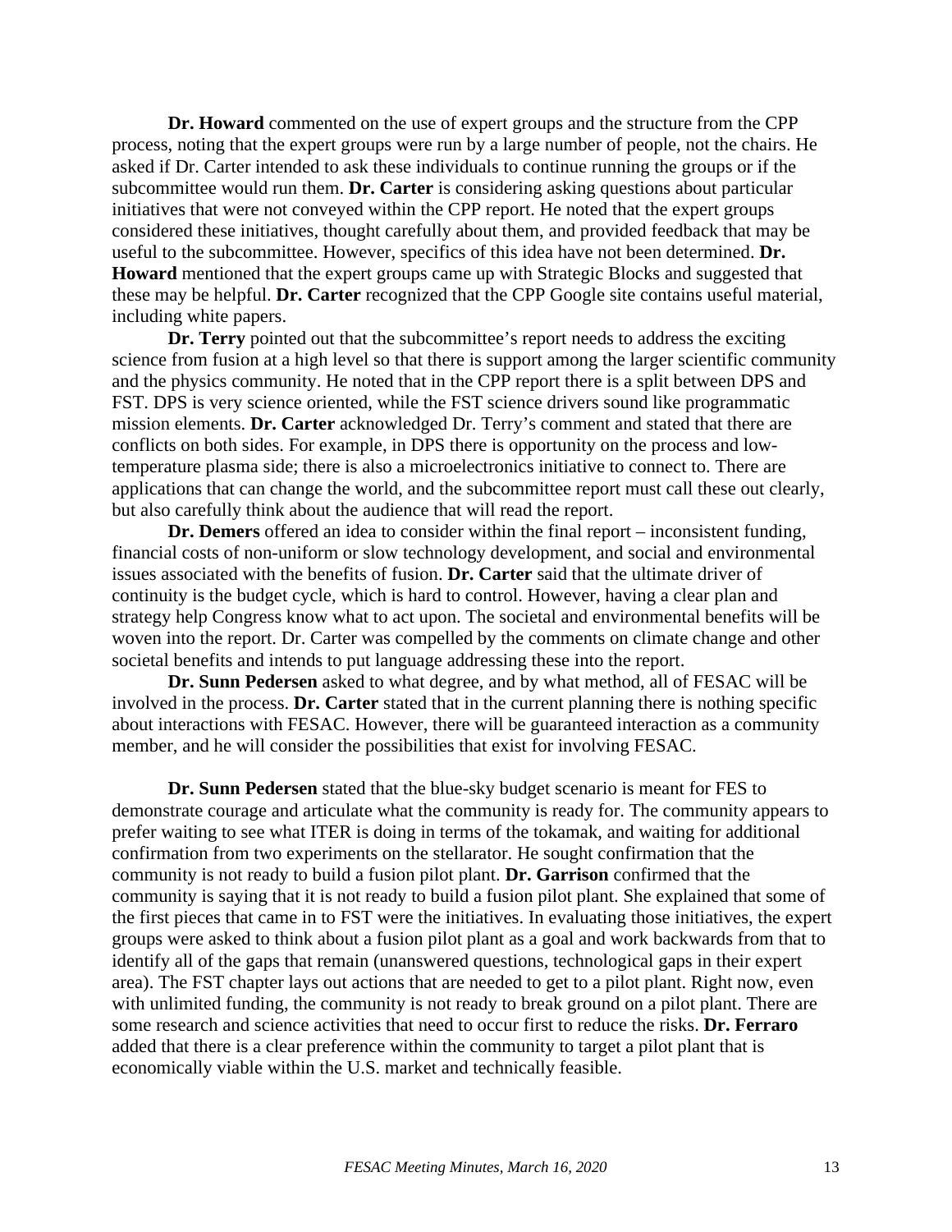**Dr. Howard** commented on the use of expert groups and the structure from the CPP process, noting that the expert groups were run by a large number of people, not the chairs. He asked if Dr. Carter intended to ask these individuals to continue running the groups or if the subcommittee would run them. **Dr. Carter** is considering asking questions about particular initiatives that were not conveyed within the CPP report. He noted that the expert groups considered these initiatives, thought carefully about them, and provided feedback that may be useful to the subcommittee. However, specifics of this idea have not been determined. **Dr. Howard** mentioned that the expert groups came up with Strategic Blocks and suggested that these may be helpful. **Dr. Carter** recognized that the CPP Google site contains useful material, including white papers.

**Dr. Terry** pointed out that the subcommittee's report needs to address the exciting science from fusion at a high level so that there is support among the larger scientific community and the physics community. He noted that in the CPP report there is a split between DPS and FST. DPS is very science oriented, while the FST science drivers sound like programmatic mission elements. **Dr. Carter** acknowledged Dr. Terry's comment and stated that there are conflicts on both sides. For example, in DPS there is opportunity on the process and low-temperature plasma side; there is also a microelectronics initiative to connect to. There are applications that can change the world, and the subcommittee report must call these out clearly, but also carefully think about the audience that will read the report.

**Dr. Demers** offered an idea to consider within the final report – inconsistent funding, financial costs of non-uniform or slow technology development, and social and environmental issues associated with the benefits of fusion. **Dr. Carter** said that the ultimate driver of continuity is the budget cycle, which is hard to control. However, having a clear plan and strategy help Congress know what to act upon. The societal and environmental benefits will be woven into the report. Dr. Carter was compelled by the comments on climate change and other societal benefits and intends to put language addressing these into the report.

**Dr. Sunn Pedersen** asked to what degree, and by what method, all of FESAC will be involved in the process. **Dr. Carter** stated that in the current planning there is nothing specific about interactions with FESAC. However, there will be guaranteed interaction as a community member, and he will consider the possibilities that exist for involving FESAC.

**Dr. Sunn Pedersen** stated that the blue-sky budget scenario is meant for FES to demonstrate courage and articulate what the community is ready for. The community appears to prefer waiting to see what ITER is doing in terms of the tokamak, and waiting for additional confirmation from two experiments on the stellarator. He sought confirmation that the community is not ready to build a fusion pilot plant. **Dr. Garrison** confirmed that the community is saying that it is not ready to build a fusion pilot plant. She explained that some of the first pieces that came in to FST were the initiatives. In evaluating those initiatives, the expert groups were asked to think about a fusion pilot plant as a goal and work backwards from that to identify all of the gaps that remain (unanswered questions, technological gaps in their expert area). The FST chapter lays out actions that are needed to get to a pilot plant. Right now, even with unlimited funding, the community is not ready to break ground on a pilot plant. There are some research and science activities that need to occur first to reduce the risks. **Dr. Ferraro** added that there is a clear preference within the community to target a pilot plant that is economically viable within the U.S. market and technically feasible.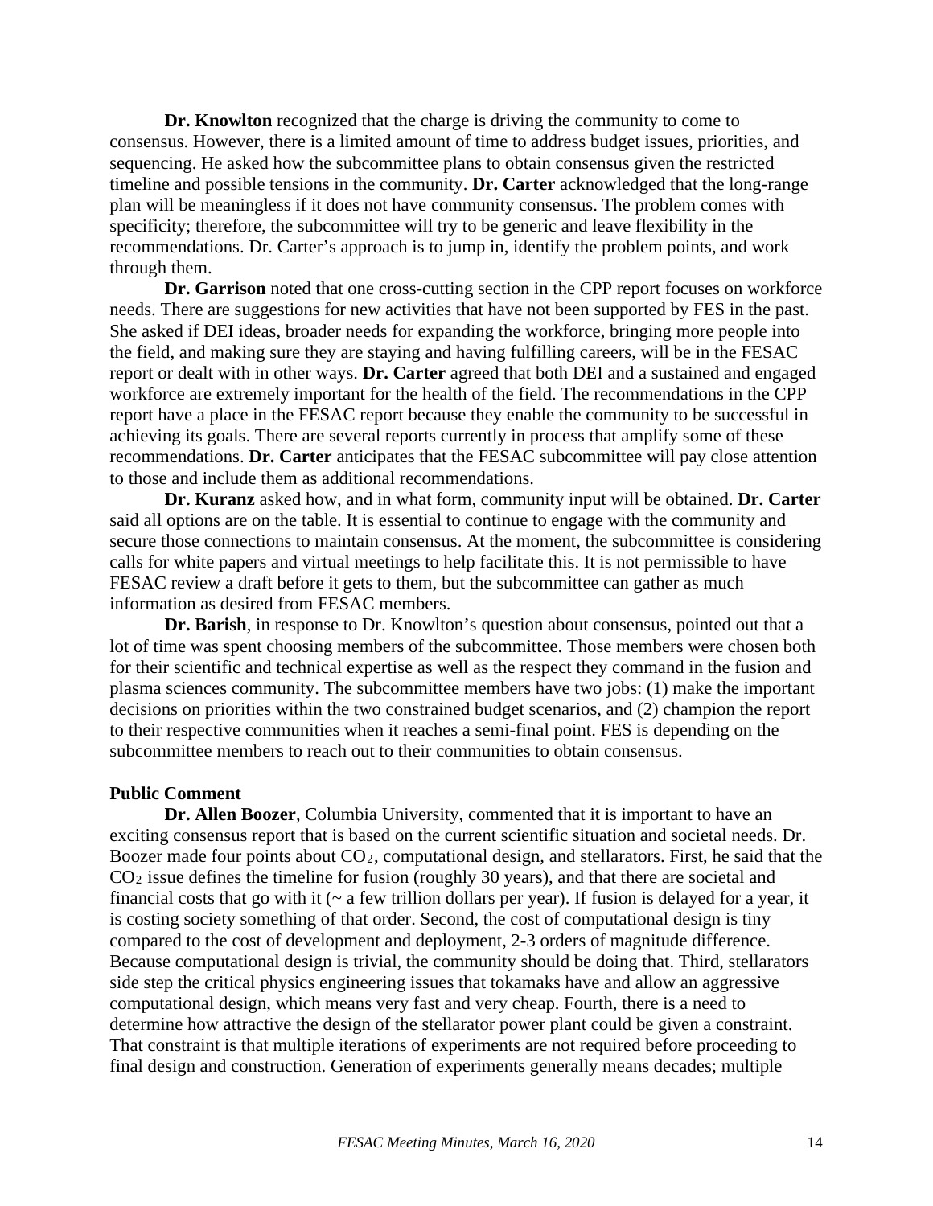**Dr. Knowlton** recognized that the charge is driving the community to come to consensus. However, there is a limited amount of time to address budget issues, priorities, and sequencing. He asked how the subcommittee plans to obtain consensus given the restricted timeline and possible tensions in the community. **Dr. Carter** acknowledged that the long-range plan will be meaningless if it does not have community consensus. The problem comes with specificity; therefore, the subcommittee will try to be generic and leave flexibility in the recommendations. Dr. Carter's approach is to jump in, identify the problem points, and work through them.

**Dr. Garrison** noted that one cross-cutting section in the CPP report focuses on workforce needs. There are suggestions for new activities that have not been supported by FES in the past. She asked if DEI ideas, broader needs for expanding the workforce, bringing more people into the field, and making sure they are staying and having fulfilling careers, will be in the FESAC report or dealt with in other ways. **Dr. Carter** agreed that both DEI and a sustained and engaged workforce are extremely important for the health of the field. The recommendations in the CPP report have a place in the FESAC report because they enable the community to be successful in achieving its goals. There are several reports currently in process that amplify some of these recommendations. **Dr. Carter** anticipates that the FESAC subcommittee will pay close attention to those and include them as additional recommendations.

**Dr. Kuranz** asked how, and in what form, community input will be obtained. **Dr. Carter** said all options are on the table. It is essential to continue to engage with the community and secure those connections to maintain consensus. At the moment, the subcommittee is considering calls for white papers and virtual meetings to help facilitate this. It is not permissible to have FESAC review a draft before it gets to them, but the subcommittee can gather as much information as desired from FESAC members.

**Dr. Barish**, in response to Dr. Knowlton's question about consensus, pointed out that a lot of time was spent choosing members of the subcommittee. Those members were chosen both for their scientific and technical expertise as well as the respect they command in the fusion and plasma sciences community. The subcommittee members have two jobs: (1) make the important decisions on priorities within the two constrained budget scenarios, and (2) champion the report to their respective communities when it reaches a semi-final point. FES is depending on the subcommittee members to reach out to their communities to obtain consensus.

**Public Comment**

**Dr. Allen Boozer**, Columbia University, commented that it is important to have an exciting consensus report that is based on the current scientific situation and societal needs. Dr. Boozer made four points about $CO_2$, computational design, and stellarators. First, he said that the $CO_2$ issue defines the timeline for fusion (roughly 30 years), and that there are societal and financial costs that go with it (~ a few trillion dollars per year). If fusion is delayed for a year, it is costing society something of that order. Second, the cost of computational design is tiny compared to the cost of development and deployment, 2-3 orders of magnitude difference. Because computational design is trivial, the community should be doing that. Third, stellarators side step the critical physics engineering issues that tokamaks have and allow an aggressive computational design, which means very fast and very cheap. Fourth, there is a need to determine how attractive the design of the stellarator power plant could be given a constraint. That constraint is that multiple iterations of experiments are not required before proceeding to final design and construction. Generation of experiments generally means decades; multiple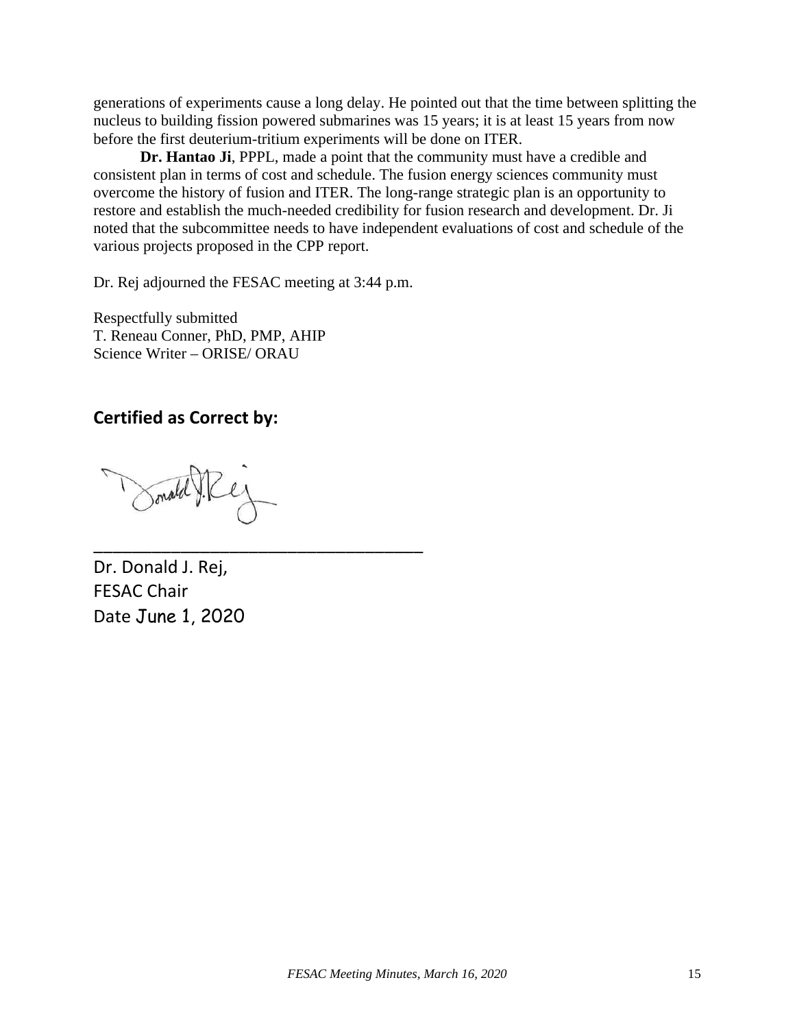generations of experiments cause a long delay. He pointed out that the time between splitting the nucleus to building fission powered submarines was 15 years; it is at least 15 years from now before the first deuterium-tritium experiments will be done on ITER.

**Dr. Hantao Ji**, PPPL, made a point that the community must have a credible and consistent plan in terms of cost and schedule. The fusion energy sciences community must overcome the history of fusion and ITER. The long-range strategic plan is an opportunity to restore and establish the much-needed credibility for fusion research and development. Dr. Ji noted that the subcommittee needs to have independent evaluations of cost and schedule of the various projects proposed in the CPP report.

Dr. Rej adjourned the FESAC meeting at 3:44 p.m.

Respectfully submitted
T. Reneau Conner, PhD, PMP, AHIP
Science Writer – ORISE/ ORAU

## Certified as Correct by:

\_\_\_\_\_\_\_\_\_\_\_\_\_\_\_\_\_\_\_\_\_\_\_\_\_\_\_\_\_\_\_\_\_\_\_\_

Dr. Donald J. Rej,
FESAC Chair
Date June 1, 2020